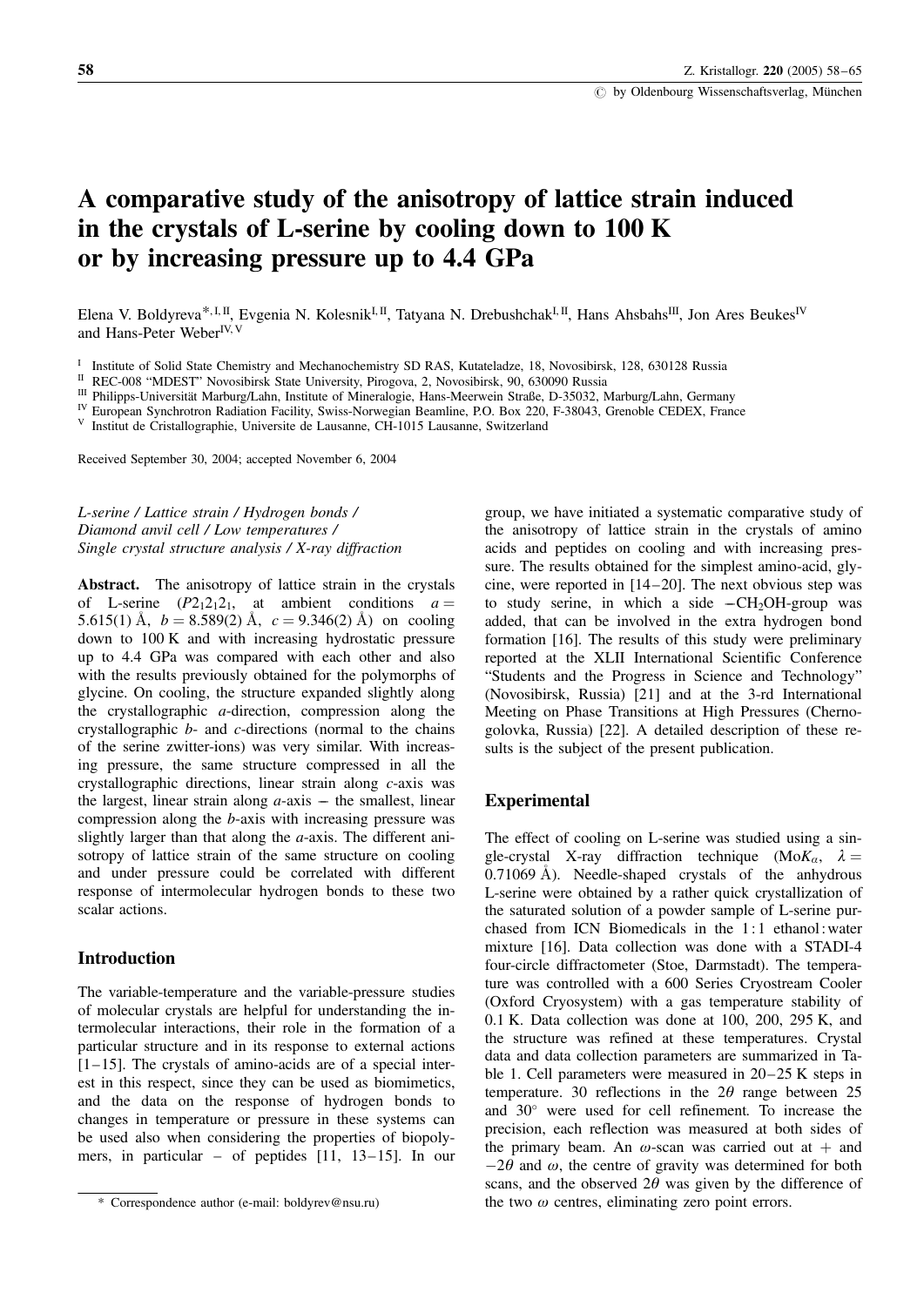# A comparative study of the anisotropy of lattice strain induced in the crystals of L-serine by cooling down to 100 K or by increasing pressure up to 4.4 GPa

Elena V. Boldyreva*, [I, II], Evgenia N. Kolesnik[I, II], Tatyana N. Drebushchak[I, II], Hans Ahsbahs[III], Jon Ares Beukes[IV] and Hans-Peter Weber[IV, V]

[I] Institute of Solid State Chemistry and Mechanochemistry SD RAS, Kutateladze, 18, Novosibirsk, 128, 630128 Russia
[II] REC-008 "MDEST" Novosibirsk State University, Pirogova, 2, Novosibirsk, 90, 630090 Russia
[III] Philipps-Universität Marburg/Lahn, Institute of Mineralogie, Hans-Meerwein Straße, D-35032, Marburg/Lahn, Germany
[IV] European Synchrotron Radiation Facility, Swiss-Norwegian Beamline, P.O. Box 220, F-38043, Grenoble CEDEX, France
[V] Institut de Cristallographie, Universite de Lausanne, CH-1015 Lausanne, Switzerland

Received September 30, 2004; accepted November 6, 2004

*L-serine / Lattice strain / Hydrogen bonds / Diamond anvil cell / Low temperatures / Single crystal structure analysis / X-ray diffraction*

**Abstract.** The anisotropy of lattice strain in the crystals of L-serine ($P2_12_12_1$, at ambient conditions $a = 5.615(1)$ Å, $b = 8.589(2)$ Å, $c = 9.346(2)$ Å) on cooling down to 100 K and with increasing hydrostatic pressure up to 4.4 GPa was compared with each other and also with the results previously obtained for the polymorphs of glycine. On cooling, the structure expanded slightly along the crystallographic *a*-direction, compression along the crystallographic *b*- and *c*-directions (normal to the chains of the serine zwitter-ions) was very similar. With increasing pressure, the same structure compressed in all the crystallographic directions, linear strain along *c*-axis was the largest, linear strain along *a*-axis – the smallest, linear compression along the *b*-axis with increasing pressure was slightly larger than that along the *a*-axis. The different anisotropy of lattice strain of the same structure on cooling and under pressure could be correlated with different response of intermolecular hydrogen bonds to these two scalar actions.

## Introduction

The variable-temperature and the variable-pressure studies of molecular crystals are helpful for understanding the intermolecular interactions, their role in the formation of a particular structure and in its response to external actions [1–15]. The crystals of amino-acids are of a special interest in this respect, since they can be used as biomimetics, and the data on the response of hydrogen bonds to changes in temperature or pressure in these systems can be used also when considering the properties of biopolymers, in particular – of peptides [11, 13–15]. In our group, we have initiated a systematic comparative study of the anisotropy of lattice strain in the crystals of amino acids and peptides on cooling and with increasing pressure. The results obtained for the simplest amino-acid, glycine, were reported in [14–20]. The next obvious step was to study serine, in which a side $-CH_2OH$-group was added, that can be involved in the extra hydrogen bond formation [16]. The results of this study were preliminary reported at the XLII International Scientific Conference "Students and the Progress in Science and Technology" (Novosibirsk, Russia) [21] and at the 3-rd International Meeting on Phase Transitions at High Pressures (Chernogolovka, Russia) [22]. A detailed description of these results is the subject of the present publication.

## Experimental

The effect of cooling on L-serine was studied using a single-crystal X-ray diffraction technique (Mo$K_\alpha$, $\lambda = 0.71069$ Å). Needle-shaped crystals of the anhydrous L-serine were obtained by a rather quick crystallization of the saturated solution of a powder sample of L-serine purchased from ICN Biomedicals in the 1 : 1 ethanol : water mixture [16]. Data collection was done with a STADI-4 four-circle diffractometer (Stoe, Darmstadt). The temperature was controlled with a 600 Series Cryostream Cooler (Oxford Cryosystem) with a gas temperature stability of 0.1 K. Data collection was done at 100, 200, 295 K, and the structure was refined at these temperatures. Crystal data and data collection parameters are summarized in Table 1. Cell parameters were measured in 20–25 K steps in temperature. 30 reflections in the $2\theta$ range between 25 and 30° were used for cell refinement. To increase the precision, each reflection was measured at both sides of the primary beam. An $\omega$-scan was carried out at + and $-2\theta$ and $\omega$, the centre of gravity was determined for both scans, and the observed $2\theta$ was given by the difference of the two $\omega$ centres, eliminating zero point errors.

\* Correspondence author (e-mail: boldyrev@nsu.ru)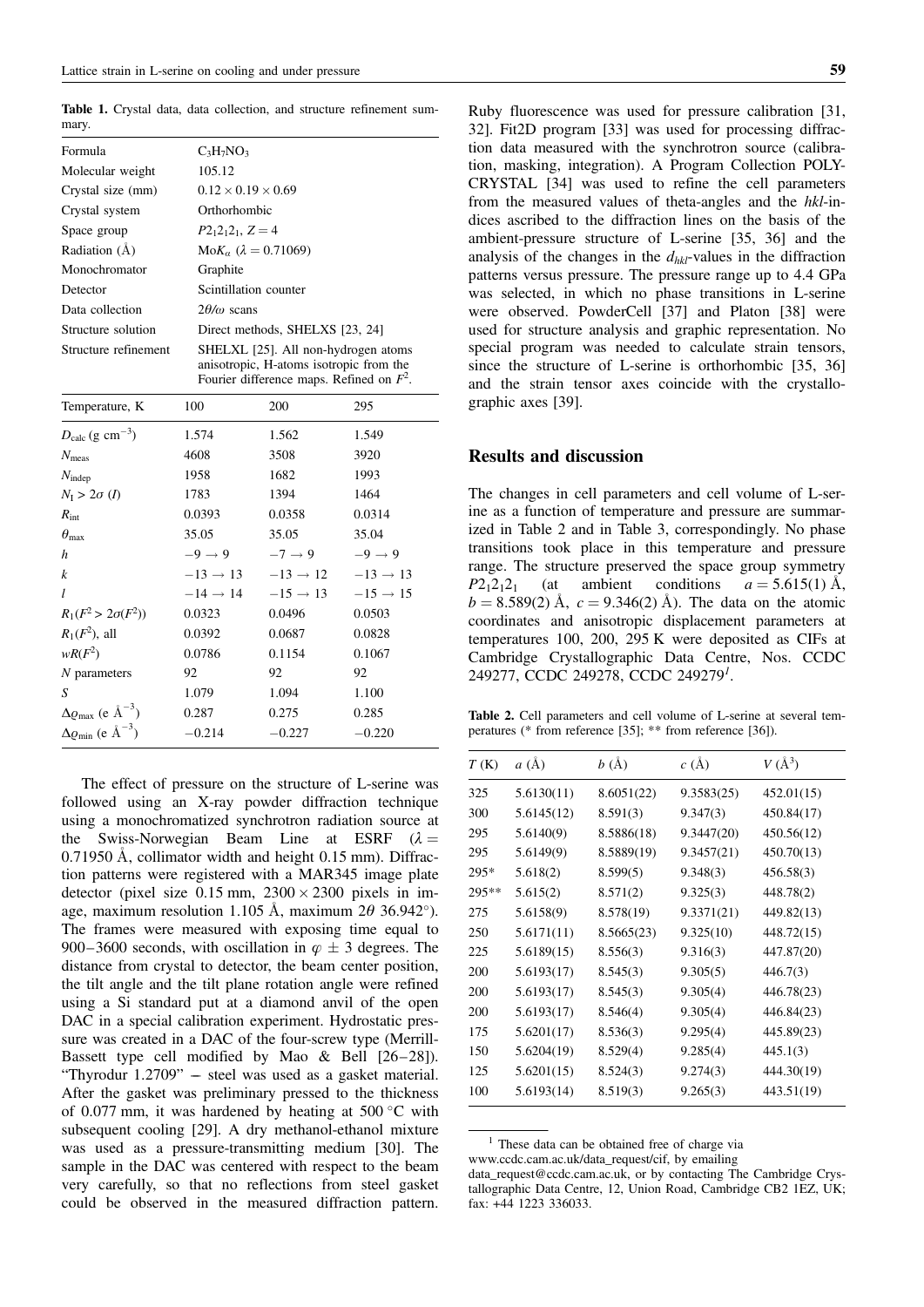**Table 1.** Crystal data, data collection, and structure refinement summary.

| | | | |
|---|---|---|---|
| Formula | $C_3H_7NO_3$ | | |
| Molecular weight | 105.12 | | |
| Crystal size (mm) | $0.12 \times 0.19 \times 0.69$ | | |
| Crystal system | Orthorhombic | | |
| Space group | $P2_12_12_1$, $Z = 4$ | | |
| Radiation (Å) | Mo$K_\alpha$ ($\lambda = 0.71069$) | | |
| Monochromator | Graphite | | |
| Detector | Scintillation counter | | |
| Data collection | $2\theta/\omega$ scans | | |
| Structure solution | Direct methods, SHELXS [23, 24] | | |
| Structure refinement | SHELXL [25]. All non-hydrogen atoms anisotropic, H-atoms isotropic from the Fourier difference maps. Refined on $F^2$. | | |
| Temperature, K | 100 | 200 | 295 |
| $D_{calc}$ (g cm$^{-3}$) | 1.574 | 1.562 | 1.549 |
| $N_{meas}$ | 4608 | 3508 | 3920 |
| $N_{indep}$ | 1958 | 1682 | 1993 |
| $N_I > 2\sigma$ ($I$) | 1783 | 1394 | 1464 |
| $R_{int}$ | 0.0393 | 0.0358 | 0.0314 |
| $\theta_{max}$ | 35.05 | 35.05 | 35.04 |
| $h$ | $-9 \rightarrow 9$ | $-7 \rightarrow 9$ | $-9 \rightarrow 9$ |
| $k$ | $-13 \rightarrow 13$ | $-13 \rightarrow 12$ | $-13 \rightarrow 13$ |
| $l$ | $-14 \rightarrow 14$ | $-15 \rightarrow 13$ | $-15 \rightarrow 15$ |
| $R_1(F^2 > 2\sigma(F^2))$ | 0.0323 | 0.0496 | 0.0503 |
| $R_1(F^2)$, all | 0.0392 | 0.0687 | 0.0828 |
| $wR(F^2)$ | 0.0786 | 0.1154 | 0.1067 |
| $N$ parameters | 92 | 92 | 92 |
| $S$ | 1.079 | 1.094 | 1.100 |
| $\Delta\varrho_{max}$ (e Å$^{-3}$) | 0.287 | 0.275 | 0.285 |
| $\Delta\varrho_{min}$ (e Å$^{-3}$) | $-0.214$ | $-0.227$ | $-0.220$ |

The effect of pressure on the structure of L-serine was followed using an X-ray powder diffraction technique using a monochromatized synchrotron radiation source at the Swiss-Norwegian Beam Line at ESRF ($\lambda = 0.71950$ Å, collimator width and height 0.15 mm). Diffraction patterns were registered with a MAR345 image plate detector (pixel size 0.15 mm, $2300 \times 2300$ pixels in image, maximum resolution 1.105 Å, maximum $2\theta$ 36.942°). The frames were measured with exposing time equal to 900–3600 seconds, with oscillation in $\varphi \pm 3$ degrees. The distance from crystal to detector, the beam center position, the tilt angle and the tilt plane rotation angle were refined using a Si standard put at a diamond anvil of the open DAC in a special calibration experiment. Hydrostatic pressure was created in a DAC of the four-screw type (Merrill-Bassett type cell modified by Mao & Bell [26–28]). "Thyrodur 1.2709" – steel was used as a gasket material. After the gasket was preliminary pressed to the thickness of 0.077 mm, it was hardened by heating at 500 °C with subsequent cooling [29]. A dry methanol-ethanol mixture was used as a pressure-transmitting medium [30]. The sample in the DAC was centered with respect to the beam very carefully, so that no reflections from steel gasket could be observed in the measured diffraction pattern. Ruby fluorescence was used for pressure calibration [31, 32]. Fit2D program [33] was used for processing diffraction data measured with the synchrotron source (calibration, masking, integration). A Program Collection POLYCRYSTAL [34] was used to refine the cell parameters from the measured values of theta-angles and the *hkl*-indices ascribed to the diffraction lines on the basis of the ambient-pressure structure of L-serine [35, 36] and the analysis of the changes in the $d_{hkl}$-values in the diffraction patterns versus pressure. The pressure range up to 4.4 GPa was selected, in which no phase transitions in L-serine were observed. PowderCell [37] and Platon [38] were used for structure analysis and graphic representation. No special program was needed to calculate strain tensors, since the structure of L-serine is orthorhombic [35, 36] and the strain tensor axes coincide with the crystallographic axes [39].

## Results and discussion

The changes in cell parameters and cell volume of L-serine as a function of temperature and pressure are summarized in Table 2 and in Table 3, correspondingly. No phase transitions took place in this temperature and pressure range. The structure preserved the space group symmetry $P2_12_12_1$ (at ambient conditions $a = 5.615(1)$ Å, $b = 8.589(2)$ Å, $c = 9.346(2)$ Å). The data on the atomic coordinates and anisotropic displacement parameters at temperatures 100, 200, 295 K were deposited as CIFs at Cambridge Crystallographic Data Centre, Nos. CCDC 249277, CCDC 249278, CCDC 249279[1].

**Table 2.** Cell parameters and cell volume of L-serine at several temperatures (* from reference [35]; ** from reference [36]).

| $T$ (K) | $a$ (Å) | $b$ (Å) | $c$ (Å) | $V$ (Å$^3$) |
|---|---|---|---|---|
| 325 | 5.6130(11) | 8.6051(22) | 9.3583(25) | 452.01(15) |
| 300 | 5.6145(12) | 8.591(3) | 9.347(3) | 450.84(17) |
| 295 | 5.6140(9) | 8.5886(18) | 9.3447(20) | 450.56(12) |
| 295 | 5.6149(9) | 8.5889(19) | 9.3457(21) | 450.70(13) |
| 295* | 5.618(2) | 8.599(5) | 9.348(3) | 456.58(3) |
| 295** | 5.615(2) | 8.571(2) | 9.325(3) | 448.78(2) |
| 275 | 5.6158(9) | 8.578(19) | 9.3371(21) | 449.82(13) |
| 250 | 5.6171(11) | 8.5665(23) | 9.325(10) | 448.72(15) |
| 225 | 5.6189(15) | 8.556(3) | 9.316(3) | 447.87(20) |
| 200 | 5.6193(17) | 8.545(3) | 9.305(5) | 446.7(3) |
| 200 | 5.6193(17) | 8.545(3) | 9.305(4) | 446.78(23) |
| 200 | 5.6193(17) | 8.546(4) | 9.305(4) | 446.84(23) |
| 175 | 5.6201(17) | 8.536(3) | 9.295(4) | 445.89(23) |
| 150 | 5.6204(19) | 8.529(4) | 9.285(4) | 445.1(3) |
| 125 | 5.6201(15) | 8.524(3) | 9.274(3) | 444.30(19) |
| 100 | 5.6193(14) | 8.519(3) | 9.265(3) | 443.51(19) |

[1] These data can be obtained free of charge via www.ccdc.cam.ac.uk/data_request/cif, by emailing data_request@ccdc.cam.ac.uk, or by contacting The Cambridge Crystallographic Data Centre, 12, Union Road, Cambridge CB2 1EZ, UK; fax: +44 1223 336033.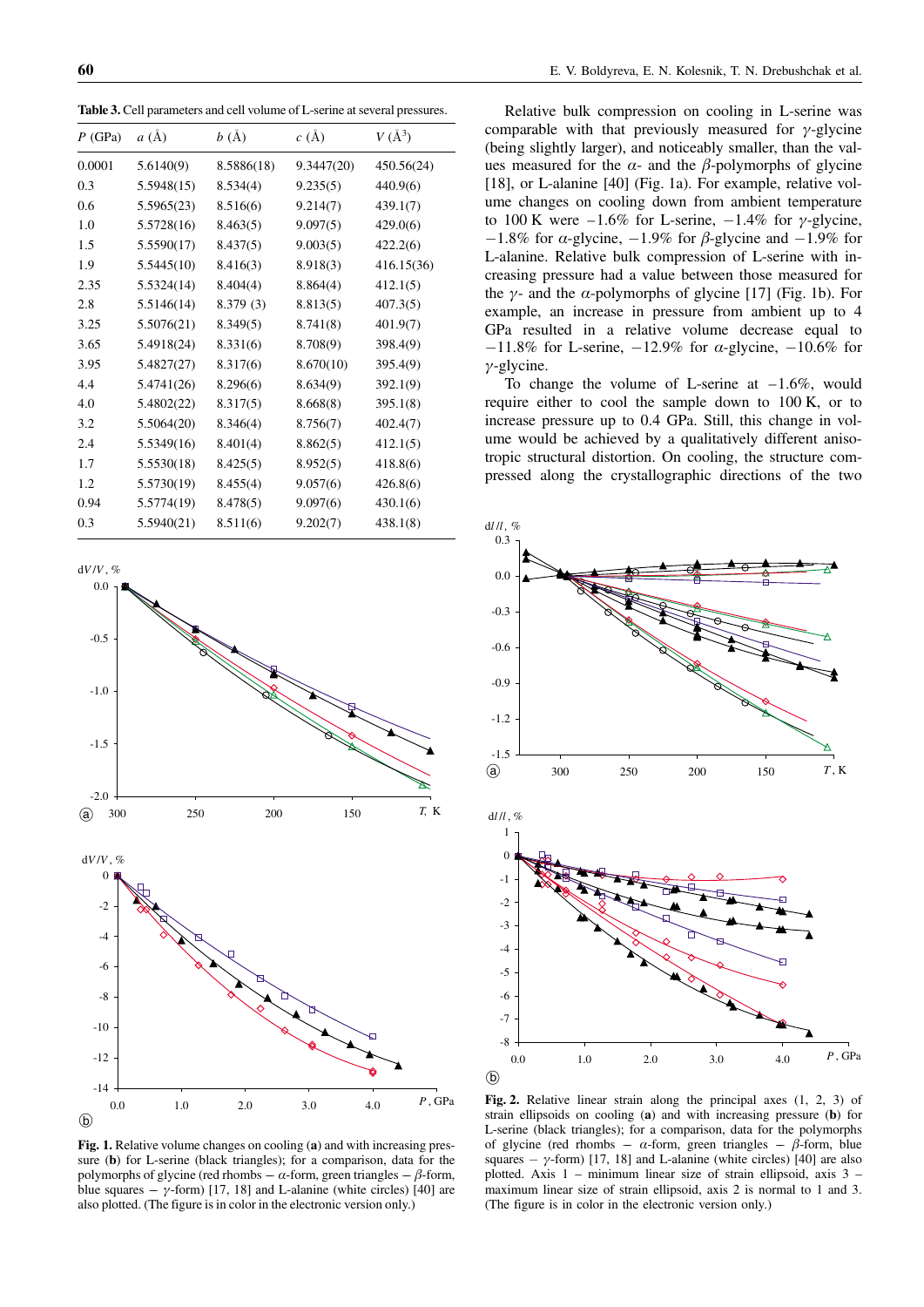**Table 3.** Cell parameters and cell volume of L-serine at several pressures.

| $P$ (GPa) | $a$ (Å) | $b$ (Å) | $c$ (Å) | $V$ (Å$^3$) |
|---|---|---|---|---|
| 0.0001 | 5.6140(9) | 8.5886(18) | 9.3447(20) | 450.56(24) |
| 0.3 | 5.5948(15) | 8.534(4) | 9.235(5) | 440.9(6) |
| 0.6 | 5.5965(23) | 8.516(6) | 9.214(7) | 439.1(7) |
| 1.0 | 5.5728(16) | 8.463(5) | 9.097(5) | 429.0(6) |
| 1.5 | 5.5590(17) | 8.437(5) | 9.003(5) | 422.2(6) |
| 1.9 | 5.5445(10) | 8.416(3) | 8.918(3) | 416.15(36) |
| 2.35 | 5.5324(14) | 8.404(4) | 8.864(4) | 412.1(5) |
| 2.8 | 5.5146(14) | 8.379 (3) | 8.813(5) | 407.3(5) |
| 3.25 | 5.5076(21) | 8.349(5) | 8.741(8) | 401.9(7) |
| 3.65 | 5.4918(24) | 8.331(6) | 8.708(9) | 398.4(9) |
| 3.95 | 5.4827(27) | 8.317(6) | 8.670(10) | 395.4(9) |
| 4.4 | 5.4741(26) | 8.296(6) | 8.634(9) | 392.1(9) |
| 4.0 | 5.4802(22) | 8.317(5) | 8.668(8) | 395.1(8) |
| 3.2 | 5.5064(20) | 8.346(4) | 8.756(7) | 402.4(7) |
| 2.4 | 5.5349(16) | 8.401(4) | 8.862(5) | 412.1(5) |
| 1.7 | 5.5530(18) | 8.425(5) | 8.952(5) | 418.8(6) |
| 1.2 | 5.5730(19) | 8.455(4) | 9.057(6) | 426.8(6) |
| 0.94 | 5.5774(19) | 8.478(5) | 9.097(6) | 430.1(6) |
| 0.3 | 5.5940(21) | 8.511(6) | 9.202(7) | 438.1(8) |

**Fig. 1.** Relative volume changes on cooling (**a**) and with increasing pressure (**b**) for L-serine (black triangles); for a comparison, the data for the polymorphs of glycine (red rhombs – $\alpha$-form, green triangles – $\beta$-form, blue squares – $\gamma$-form) [17, 18] and L-alanine (white circles) [40] are also plotted. (The figure is in color in the electronic version only.)

Relative bulk compression on cooling in L-serine was comparable with that previously measured for $\gamma$-glycine (being slightly larger), and noticeably smaller, than the values measured for the $\alpha$- and the $\beta$-polymorphs of glycine [18], or L-alanine [40] (Fig. 1a). For example, relative volume changes on cooling down from ambient temperature to 100 K were $-1.6\%$ for L-serine, $-1.4\%$ for $\gamma$-glycine, $-1.8\%$ for $\alpha$-glycine, $-1.9\%$ for $\beta$-glycine and $-1.9\%$ for L-alanine. Relative bulk compression of L-serine with increasing pressure had a value between those measured for the $\gamma$- and the $\alpha$-polymorphs of glycine [17] (Fig. 1b). For example, an increase in pressure from ambient up to 4 GPa resulted in a relative volume decrease equal to $-11.8\%$ for L-serine, $-12.9\%$ for $\alpha$-glycine, $-10.6\%$ for $\gamma$-glycine.

To change the volume of L-serine at $-1.6\%$, would require either to cool the sample down to 100 K, or to increase pressure up to 0.4 GPa. Still, this change in volume would be achieved by a qualitatively different anisotropic structural distortion. On cooling, the structure compressed along the crystallographic directions of the two

**Fig. 2.** Relative linear strain along the principal axes (1, 2, 3) of strain ellipsoids on cooling (**a**) and with increasing pressure (**b**) for L-serine (black triangles); for a comparison, data for the polymorphs of glycine (red rhombs – $\alpha$-form, green triangles – $\beta$-form, blue squares – $\gamma$-form) [17, 18] and L-alanine (white circles) [40] are also plotted. Axis 1 – minimum linear size of strain ellipsoid, axis 3 – maximum linear size of strain ellipsoid, axis 2 is normal to 1 and 3. (The figure is in color in the electronic version only.)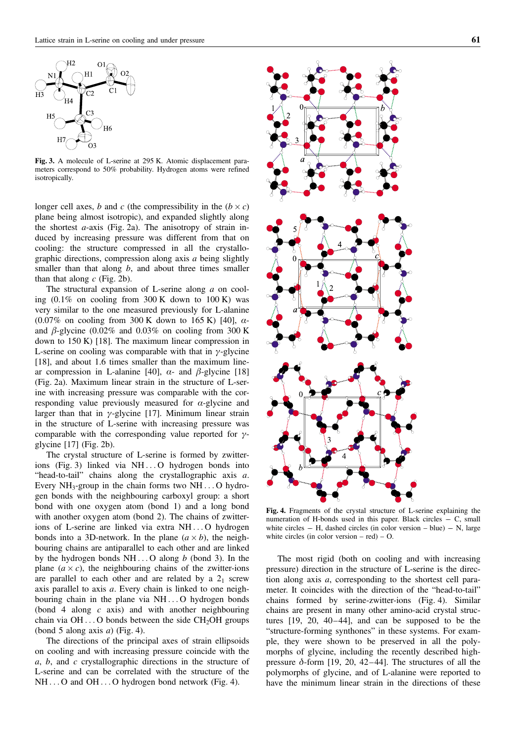**Fig. 3.** A molecule of L-serine at 295 K. Atomic displacement parameters correspond to 50% probability. Hydrogen atoms were refined isotropically.

longer cell axes, $b$ and $c$ (the compressibility in the $(b \times c)$ plane being almost isotropic), and expanded slightly along the shortest $a$-axis (Fig. 2a). The anisotropy of strain induced by increasing pressure was different from that on cooling: the structure compressed in all the crystallographic directions, compression along axis $a$ being slightly smaller than that along $b$, and about three times smaller than that along $c$ (Fig. 2b).

The structural expansion of L-serine along $a$ on cooling (0.1% on cooling from 300 K down to 100 K) was very similar to the one measured previously for L-alanine (0.07% on cooling from 300 K down to 165 K) [40], $\alpha$- and $\beta$-glycine (0.02% and 0.03% on cooling from 300 K down to 150 K) [18]. The maximum linear compression in L-serine on cooling was comparable with that in $\gamma$-glycine [18], and about 1.6 times smaller than the maximum linear compression in L-alanine [40], $\alpha$- and $\beta$-glycine [18] (Fig. 2a). Maximum linear strain in the structure of L-serine with increasing pressure was comparable with the corresponding value previously measured for $\alpha$-glycine and larger than that in $\gamma$-glycine [17]. Minimum linear strain in the structure of L-serine with increasing pressure was comparable with the corresponding value reported for $\gamma$-glycine [17] (Fig. 2b).

The crystal structure of L-serine is formed by zwitterions (Fig. 3) linked via NH…O hydrogen bonds into "head-to-tail" chains along the crystallographic axis $a$. Every $NH_3$-group in the chain forms two NH…O hydrogen bonds with the neighbouring carboxyl group: a short bond with one oxygen atom (bond 1) and a long bond with another oxygen atom (bond 2). The zwitter-ions of L-serine are linked via extra NH…O hydrogen bonds into a 3D-network. In the plane $(a \times b)$, the neighbouring chains are antiparallel to each other and are linked by the hydrogen bonds NH…O along $b$ (bond 3). In the plane $(a \times c)$, the neighbouring chains of the zwitter-ions are parallel to each other and are related by a $2_1$ screw axis parallel to axis $a$. Every chain is linked to one neighbouring chain in the plane via NH…O hydrogen bonds (bond 4 along $c$ axis) and with another neighbouring chain via OH…O bonds between the side $CH_2OH$ groups (bond 5 along axis $a$) (Fig. 4).

The directions of the principal axes of strain ellipsoids on cooling and with increasing pressure coincide with the $a$, $b$, and $c$ crystallographic directions in the structure of L-serine and can be correlated with the structure of the NH…O and OH…O hydrogen bond network (Fig. 4).

**Fig. 4.** Fragments of the crystal structure of L-serine explaining the numeration of H-bonds used in this paper. Black circles – C, small white circles – H, dashed circles (in color version – blue) – N, large white circles (in color version – red) – O.

The most rigid (both on cooling and with increasing pressure) direction in the structure of L-serine is the direction along axis $a$, corresponding to the shortest cell parameter. It coincides with the direction of the "head-to-tail" chains formed by serine-zwitter-ions (Fig. 4). Similar chains are present in many other amino-acid crystal structures [19, 20, 40–44], and can be supposed to be the "structure-forming synthones" in these systems. For example, they were shown to be preserved in all the polymorphs of glycine, including the recently described high-pressure $\delta$-form [19, 20, 42–44]. The structures of all the polymorphs of glycine, and of L-alanine were reported to have the minimum linear strain in the directions of these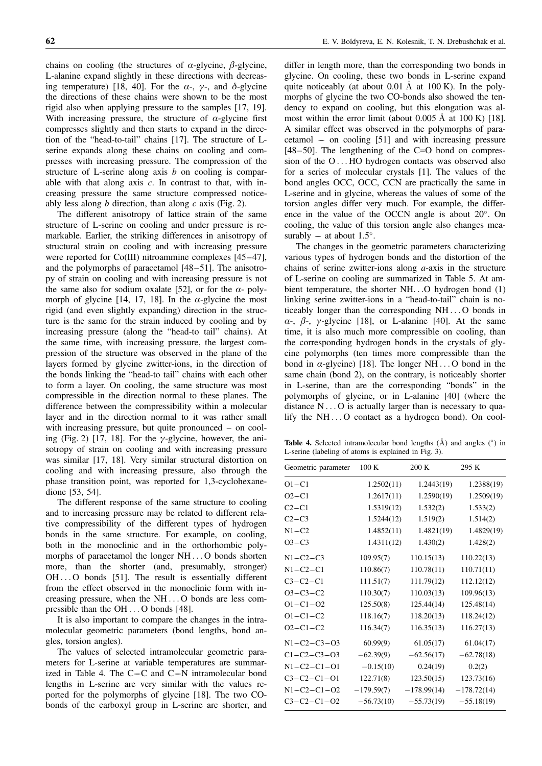chains on cooling (the structures of $\alpha$-glycine, $\beta$-glycine, L-alanine expand slightly in these directions with decreasing temperature) [18, 40]. For the $\alpha$-, $\gamma$-, and $\delta$-glycine the directions of these chains were shown to be the most rigid also when applying pressure to the samples [17, 19]. With increasing pressure, the structure of $\alpha$-glycine first compresses slightly and then starts to expand in the direction of the "head-to-tail" chains [17]. The structure of L-serine expands along these chains on cooling and compresses with increasing pressure. The compression of the structure of L-serine along axis $b$ on cooling is comparable with that along axis $c$. In contrast to that, with increasing pressure the same structure compressed noticeably less along $b$ direction, than along $c$ axis (Fig. 2).

The different anisotropy of lattice strain of the same structure of L-serine on cooling and under pressure is remarkable. Earlier, the striking differences in anisotropy of structural strain on cooling and with increasing pressure were reported for Co(III) nitroammine complexes [45–47], and the polymorphs of paracetamol [48–51]. The anisotropy of strain on cooling and with increasing pressure is not the same also for sodium oxalate [52], or for the $\alpha$- polymorph of glycine [14, 17, 18]. In the $\alpha$-glycine the most rigid (and even slightly expanding) direction in the structure is the same for the strain induced by cooling and by increasing pressure (along the "head-to tail" chains). At the same time, with increasing pressure, the largest compression of the structure was observed in the plane of the layers formed by glycine zwitter-ions, in the direction of the bonds linking the "head-to tail" chains with each other to form a layer. On cooling, the same structure was most compressible in the direction normal to these planes. The difference between the compressibility within a molecular layer and in the direction normal to it was rather small with increasing pressure, but quite pronounced – on cooling (Fig. 2) [17, 18]. For the $\gamma$-glycine, however, the anisotropy of strain on cooling and with increasing pressure was similar [17, 18]. Very similar structural distortion on cooling and with increasing pressure, also through the phase transition point, was reported for 1,3-cyclohexanedione [53, 54].

The different response of the same structure to cooling and to increasing pressure may be related to different relative compressibility of the different types of hydrogen bonds in the same structure. For example, on cooling, both in the monoclinic and in the orthorhombic polymorphs of paracetamol the longer NH...O bonds shorten more, than the shorter (and, presumably, stronger) OH...O bonds [51]. The result is essentially different from the effect observed in the monoclinic form with increasing pressure, when the NH...O bonds are less compressible than the OH...O bonds [48].

It is also important to compare the changes in the intramolecular geometric parameters (bond lengths, bond angles, torsion angles).

The values of selected intramolecular geometric parameters for L-serine at variable temperatures are summarized in Table 4. The C–C and C–N intramolecular bond lengths in L-serine are very similar with the values reported for the polymorphs of glycine [18]. The two CO-bonds of the carboxyl group in L-serine are shorter, and differ in length more, than the corresponding two bonds in glycine. On cooling, these two bonds in L-serine expand quite noticeably (at about 0.01 Å at 100 K). In the polymorphs of glycine the two CO-bonds also showed the tendency to expand on cooling, but this elongation was almost within the error limit (about 0.005 Å at 100 K) [18]. A similar effect was observed in the polymorphs of paracetamol – on cooling [51] and with increasing pressure [48–50]. The lengthening of the C=O bond on compression of the O...HO hydrogen contacts was observed also for a series of molecular crystals [1]. The values of the bond angles OCC, OCC, CCN are practically the same in L-serine and in glycine, whereas the values of some of the torsion angles differ very much. For example, the difference in the value of the OCCN angle is about 20°. On cooling, the value of this torsion angle also changes measurably – at about 1.5°.

The changes in the geometric parameters characterizing various types of hydrogen bonds and the distortion of the chains of serine zwitter-ions along $a$-axis in the structure of L-serine on cooling are summarized in Table 5. At ambient temperature, the shorter NH...O hydrogen bond (1) linking serine zwitter-ions in a "head-to-tail" chain is noticeably longer than the corresponding NH...O bonds in $\alpha$-, $\beta$-, $\gamma$-glycine [18], or L-alanine [40]. At the same time, it is also much more compressible on cooling, than the corresponding hydrogen bonds in the crystals of glycine polymorphs (ten times more compressible than the bond in $\alpha$-glycine) [18]. The longer NH...O bond in the same chain (bond 2), on the contrary, is noticeably shorter in L-serine, than are the corresponding "bonds" in the polymorphs of glycine, or in L-alanine [40] (where the distance N...O is actually larger than is necessary to qualify the NH...O contact as a hydrogen bond). On cool-

**Table 4.** Selected intramolecular bond lengths (Å) and angles (°) in L-serine (labeling of atoms is explained in Fig. 3).

| Geometric parameter | 100 K | 200 K | 295 K |
|---|---|---|---|
| O1–C1 | 1.2502(11) | 1.2443(19) | 1.2388(19) |
| O2–C1 | 1.2617(11) | 1.2590(19) | 1.2509(19) |
| C2–C1 | 1.5319(12) | 1.532(2) | 1.533(2) |
| C2–C3 | 1.5244(12) | 1.519(2) | 1.514(2) |
| N1–C2 | 1.4852(11) | 1.4821(19) | 1.4829(19) |
| O3–C3 | 1.4311(12) | 1.430(2) | 1.428(2) |
| N1–C2–C3 | 109.95(7) | 110.15(13) | 110.22(13) |
| N1–C2–C1 | 110.86(7) | 110.78(11) | 110.71(11) |
| C3–C2–C1 | 111.51(7) | 111.79(12) | 112.12(12) |
| O3–C3–C2 | 110.30(7) | 110.03(13) | 109.96(13) |
| O1–C1–O2 | 125.50(8) | 125.44(14) | 125.48(14) |
| O1–C1–C2 | 118.16(7) | 118.20(13) | 118.24(12) |
| O2–C1–C2 | 116.34(7) | 116.35(13) | 116.27(13) |
| N1–C2–C3–O3 | 60.99(9) | 61.05(17) | 61.04(17) |
| C1–C2–C3–O3 | −62.39(9) | −62.56(17) | −62.78(18) |
| N1–C2–C1–O1 | −0.15(10) | 0.24(19) | 0.2(2) |
| C3–C2–C1–O1 | 122.71(8) | 123.50(15) | 123.73(16) |
| N1–C2–C1–O2 | −179.59(7) | −178.99(14) | −178.72(14) |
| C3–C2–C1–O2 | −56.73(10) | −55.73(19) | −55.18(19) |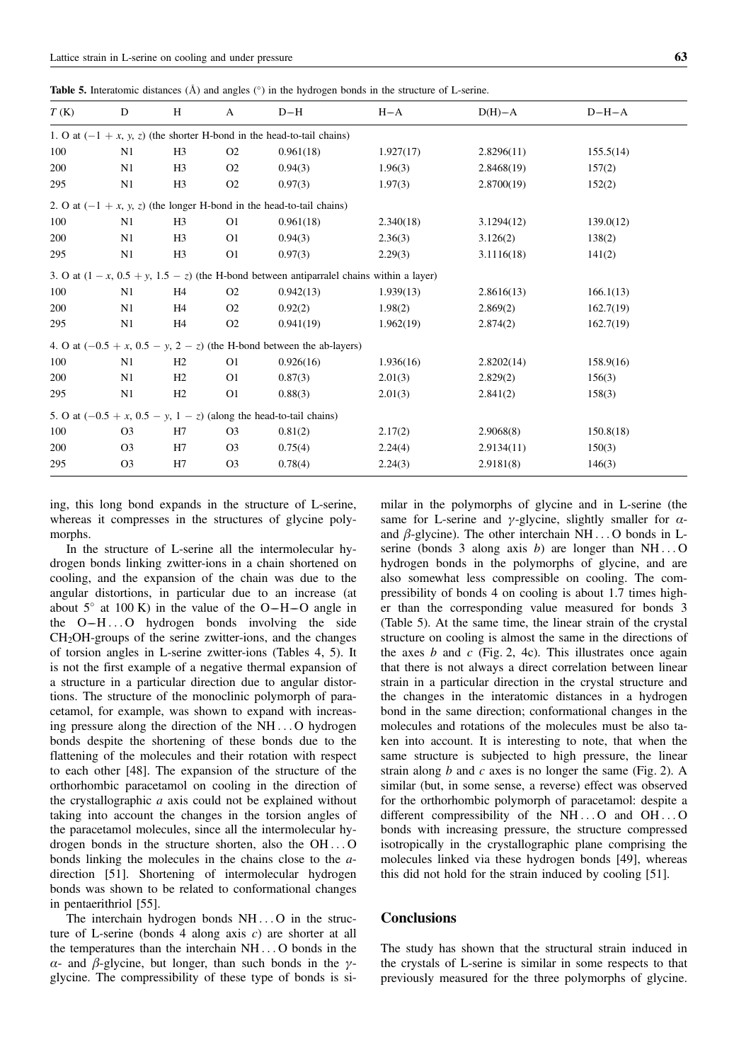**Table 5.** Interatomic distances (Å) and angles (°) in the hydrogen bonds in the structure of L-serine.

| $T$ (K) | D | H | A | D−H | H−A | D(H)−A | D−H−A |
|---|---|---|---|---|---|---|---|
| 1. O at $(-1+x, y, z)$ (the shorter H-bond in the head-to-tail chains) | | | | | | | |
| 100 | N1 | H3 | O2 | 0.961(18) | 1.927(17) | 2.8296(11) | 155.5(14) |
| 200 | N1 | H3 | O2 | 0.94(3) | 1.96(3) | 2.8468(19) | 157(2) |
| 295 | N1 | H3 | O2 | 0.97(3) | 1.97(3) | 2.8700(19) | 152(2) |
| 2. O at $(-1+x, y, z)$ (the longer H-bond in the head-to-tail chains) | | | | | | | |
| 100 | N1 | H3 | O1 | 0.961(18) | 2.340(18) | 3.1294(12) | 139.0(12) |
| 200 | N1 | H3 | O1 | 0.94(3) | 2.36(3) | 3.126(2) | 138(2) |
| 295 | N1 | H3 | O1 | 0.97(3) | 2.29(3) | 3.1116(18) | 141(2) |
| 3. O at $(1-x, 0.5+y, 1.5-z)$ (the H-bond between antiparralel chains within a layer) | | | | | | | |
| 100 | N1 | H4 | O2 | 0.942(13) | 1.939(13) | 2.8616(13) | 166.1(13) |
| 200 | N1 | H4 | O2 | 0.92(2) | 1.98(2) | 2.869(2) | 162.7(19) |
| 295 | N1 | H4 | O2 | 0.941(19) | 1.962(19) | 2.874(2) | 162.7(19) |
| 4. O at $(-0.5+x, 0.5-y, 2-z)$ (the H-bond between the ab-layers) | | | | | | | |
| 100 | N1 | H2 | O1 | 0.926(16) | 1.936(16) | 2.8202(14) | 158.9(16) |
| 200 | N1 | H2 | O1 | 0.87(3) | 2.01(3) | 2.829(2) | 156(3) |
| 295 | N1 | H2 | O1 | 0.88(3) | 2.01(3) | 2.841(2) | 158(3) |
| 5. O at $(-0.5+x, 0.5-y, 1-z)$ (along the head-to-tail chains) | | | | | | | |
| 100 | O3 | H7 | O3 | 0.81(2) | 2.17(2) | 2.9068(8) | 150.8(18) |
| 200 | O3 | H7 | O3 | 0.75(4) | 2.24(4) | 2.9134(11) | 150(3) |
| 295 | O3 | H7 | O3 | 0.78(4) | 2.24(3) | 2.9181(8) | 146(3) |

ing, this long bond expands in the structure of L-serine, whereas it compresses in the structures of glycine polymorphs.

In the structure of L-serine all the intermolecular hydrogen bonds linking zwitter-ions in a chain shortened on cooling, and the expansion of the chain was due to the angular distortions, in particular due to an increase (at about 5° at 100 K) in the value of the O−H−O angle in the O−H...O hydrogen bonds involving the side $CH_2OH$-groups of the serine zwitter-ions, and the changes of torsion angles in L-serine zwitter-ions (Tables 4, 5). It is not the first example of a negative thermal expansion of a structure in a particular direction due to angular distortions. The structure of the monoclinic polymorph of paracetamol, for example, was shown to expand with increasing pressure along the direction of the NH...O hydrogen bonds despite the shortening of these bonds due to the flattening of the molecules and their rotation with respect to each other [48]. The expansion of the structure of the orthorhombic paracetamol on cooling in the direction of the crystallographic $a$ axis could not be explained without taking into account the changes in the torsion angles of the paracetamol molecules, since all the intermolecular hydrogen bonds in the structure shorten, also the OH...O bonds linking the molecules in the chains close to the $a$-direction [51]. Shortening of intermolecular hydrogen bonds was shown to be related to conformational changes in pentaerithriol [55].

The interchain hydrogen bonds NH...O in the structure of L-serine (bonds 4 along axis $c$) are shorter at all the temperatures than the interchain NH...O bonds in the $\alpha$- and $\beta$-glycine, but longer, than such bonds in the $\gamma$-glycine. The compressibility of these type of bonds is similar in the polymorphs of glycine and in L-serine (the same for L-serine and $\gamma$-glycine, slightly smaller for $\alpha$- and $\beta$-glycine). The other interchain NH...O bonds in L-serine (bonds 3 along axis $b$) are longer than NH...O hydrogen bonds in the polymorphs of glycine, and are also somewhat less compressible on cooling. The compressibility of bonds 4 on cooling is about 1.7 times higher than the corresponding value measured for bonds 3 (Table 5). At the same time, the linear strain of the crystal structure on cooling is almost the same in the directions of the axes $b$ and $c$ (Fig. 2, 4c). This illustrates once again that there is not always a direct correlation between linear strain in a particular direction in the crystal structure and the changes in the interatomic distances in a hydrogen bond in the same direction; conformational changes in the molecules and rotations of the molecules must be also taken into account. It is interesting to note, that when the same structure is subjected to high pressure, the linear strain along $b$ and $c$ axes is no longer the same (Fig. 2). A similar (but, in some sense, a reverse) effect was observed for the orthorhombic polymorph of paracetamol: despite a different compressibility of the NH...O and OH...O bonds with increasing pressure, the structure compressed isotropically in the crystallographic plane comprising the molecules linked via these hydrogen bonds [49], whereas this did not hold for the strain induced by cooling [51].

## Conclusions

The study has shown that the structural strain induced in the crystals of L-serine is similar in some respects to that previously measured for the three polymorphs of glycine.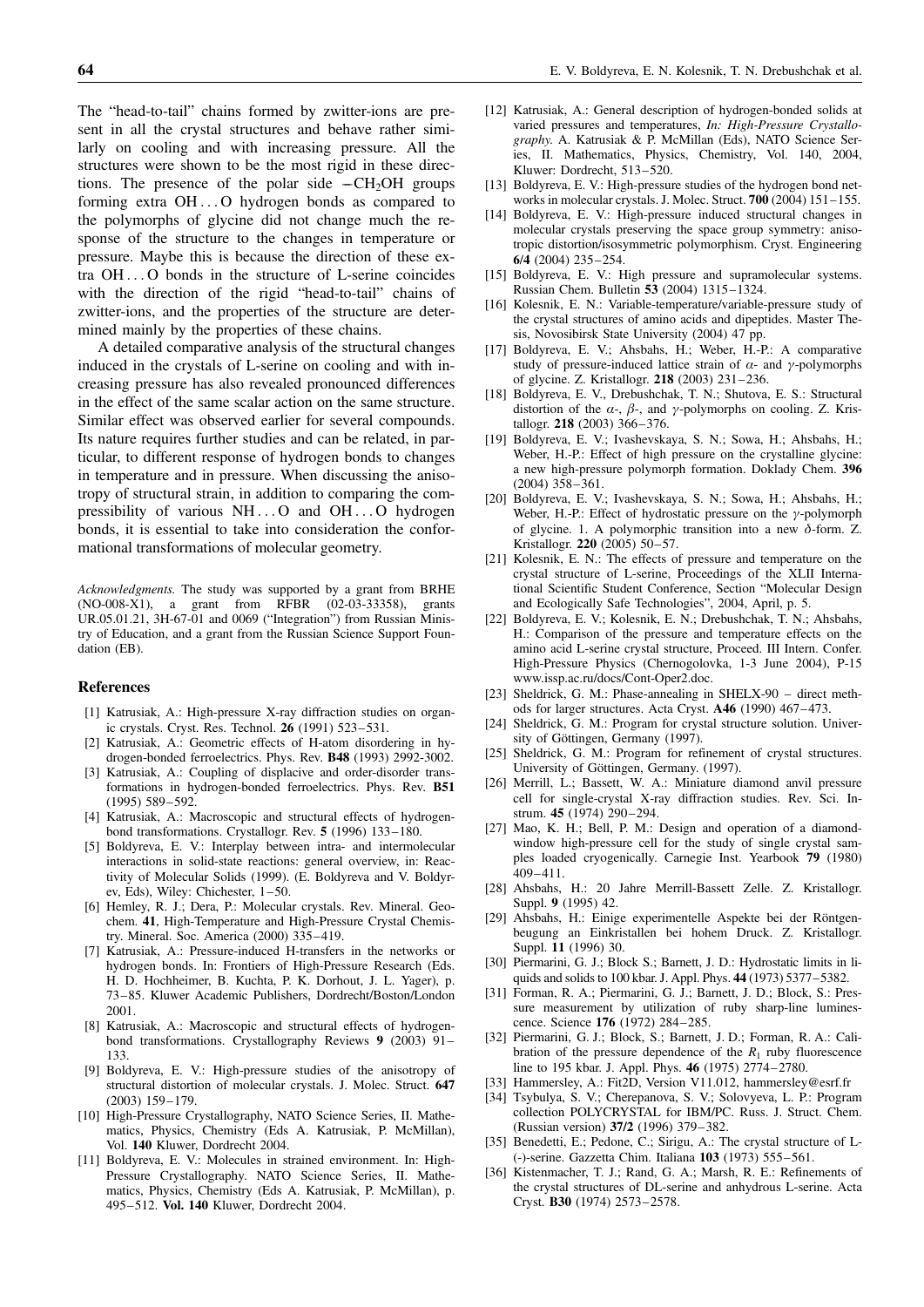The "head-to-tail" chains formed by zwitter-ions are present in all the crystal structures and behave rather similarly on cooling and with increasing pressure. All the structures were shown to be the most rigid in these directions. The presence of the polar side $-CH_2OH$ groups forming extra OH ... O hydrogen bonds as compared to the polymorphs of glycine did not change much the response of the structure to the changes in temperature or pressure. Maybe this is because the direction of these extra OH ... O bonds in the structure of L-serine coincides with the direction of the rigid "head-to-tail" chains of zwitter-ions, and the properties of the structure are determined mainly by the properties of these chains.

A detailed comparative analysis of the structural changes induced in the crystals of L-serine on cooling and with increasing pressure has also revealed pronounced differences in the effect of the same scalar action on the same structure. Similar effect was observed earlier for several compounds. Its nature requires further studies and can be related, in particular, to different response of hydrogen bonds to changes in temperature and in pressure. When discussing the anisotropy of structural strain, in addition to comparing the compressibility of various NH ... O and OH ... O hydrogen bonds, it is essential to take into consideration the conformational transformations of molecular geometry.

*Acknowledgments.* The study was supported by a grant from BRHE (NO-008-X1), a grant from RFBR (02-03-33358), grants UR.05.01.21, 3H-67-01 and 0069 ("Integration") from Russian Ministry of Education, and a grant from the Russian Science Support Foundation (EB).

## References

[1] Katrusiak, A.: High-pressure X-ray diffraction studies on organic crystals. Cryst. Res. Technol. **26** (1991) 523–531.

[2] Katrusiak, A.: Geometric effects of H-atom disordering in hydrogen-bonded ferroelectrics. Phys. Rev. **B48** (1993) 2992-3002.

[3] Katrusiak, A.: Coupling of displacive and order-disorder transformations in hydrogen-bonded ferroelectrics. Phys. Rev. **B51** (1995) 589–592.

[4] Katrusiak, A.: Macroscopic and structural effects of hydrogen-bond transformations. Crystallogr. Rev. **5** (1996) 133–180.

[5] Boldyreva, E. V.: Interplay between intra- and intermolecular interactions in solid-state reactions: general overview, in: Reactivity of Molecular Solids (1999). (E. Boldyreva and V. Boldyrev, Eds), Wiley: Chichester, 1–50.

[6] Hemley, R. J.; Dera, P.: Molecular crystals. Rev. Mineral. Geochem. **41**, High-Temperature and High-Pressure Crystal Chemistry. Mineral. Soc. America (2000) 335–419.

[7] Katrusiak, A.: Pressure-induced H-transfers in the networks or hydrogen bonds. In: Frontiers of High-Pressure Research (Eds. H. D. Hochheimer, B. Kuchta, P. K. Dorhout, J. L. Yager), p. 73–85. Kluwer Academic Publishers, Dordrecht/Boston/London 2001.

[8] Katrusiak, A.: Macroscopic and structural effects of hydrogen-bond transformations. Crystallography Reviews **9** (2003) 91–133.

[9] Boldyreva, E. V.: High-pressure studies of the anisotropy of structural distortion of molecular crystals. J. Molec. Struct. **647** (2003) 159–179.

[10] High-Pressure Crystallography, NATO Science Series, II. Mathematics, Physics, Chemistry (Eds A. Katrusiak, P. McMillan), Vol. **140** Kluwer, Dordrecht 2004.

[11] Boldyreva, E. V.: Molecules in strained environment. In: High-Pressure Crystallography. NATO Science Series, II. Mathematics, Physics, Chemistry (Eds A. Katrusiak, P. McMillan), p. 495–512. **Vol. 140** Kluwer, Dordrecht 2004.

[12] Katrusiak, A.: General description of hydrogen-bonded solids at varied pressures and temperatures, *In: High-Pressure Crystallography.* A. Katrusiak & P. McMillan (Eds), NATO Science Series, II. Mathematics, Physics, Chemistry, Vol. 140, 2004, Kluwer: Dordrecht, 513–520.

[13] Boldyreva, E. V.: High-pressure studies of the hydrogen bond networks in molecular crystals. J. Molec. Struct. **700** (2004) 151–155.

[14] Boldyreva, E. V.: High-pressure induced structural changes in molecular crystals preserving the space group symmetry: anisotropic distortion/isosymmetric polymorphism. Cryst. Engineering **6/4** (2004) 235–254.

[15] Boldyreva, E. V.: High pressure and supramolecular systems. Russian Chem. Bulletin **53** (2004) 1315–1324.

[16] Kolesnik, E. N.: Variable-temperature/variable-pressure study of the crystal structures of amino acids and dipeptides. Master Thesis, Novosibirsk State University (2004) 47 pp.

[17] Boldyreva, E. V.; Ahsbahs, H.; Weber, H.-P.: A comparative study of pressure-induced lattice strain of $\alpha$- and $\gamma$-polymorphs of glycine. Z. Kristallogr. **218** (2003) 231–236.

[18] Boldyreva, E. V., Drebushchak, T. N.; Shutova, E. S.: Structural distortion of the $\alpha$-, $\beta$-, and $\gamma$-polymorphs of glycine on cooling. Z. Kristallogr. **218** (2003) 366–376.

[19] Boldyreva, E. V.; Ivashevskaya, S. N.; Sowa, H.; Ahsbahs, H.; Weber, H.-P.: Effect of high pressure on the crystalline glycine: a new high-pressure polymorph formation. Doklady Chem. **396** (2004) 358–361.

[20] Boldyreva, E. V.; Ivashevskaya, S. N.; Sowa, H.; Ahsbahs, H.; Weber, H.-P.: Effect of hydrostatic pressure on the $\gamma$-polymorph of glycine. 1. A polymorphic transition into a new $\delta$-form. Z. Kristallogr. **220** (2005) 50–57.

[21] Kolesnik, E. N.: The effects of pressure and temperature on the crystal structure of L-serine, Proceedings of the XLII International Scientific Student Conference, Section "Molecular Design and Ecologically Safe Technologies", 2004, April, p. 5.

[22] Boldyreva, E. V.; Kolesnik, E. N.; Drebushchak, T. N.; Ahsbahs, H.: Comparison of the pressure and temperature effects on the amino acid L-serine crystal structure, Proceed. III Intern. Confer. High-Pressure Physics (Chernogolovka, 1-3 June 2004), P-15 www.issp.ac.ru/docs/Cont-Oper2.doc.

[23] Sheldrick, G. M.: Phase-annealing in SHELX-90 – direct methods for larger structures. Acta Cryst. **A46** (1990) 467–473.

[24] Sheldrick, G. M.: Program for crystal structure solution. University of Göttingen, Germany (1997).

[25] Sheldrick, G. M.: Program for refinement of crystal structures. University of Göttingen, Germany. (1997).

[26] Merrill, L.; Bassett, W. A.: Miniature diamond anvil pressure cell for single-crystal X-ray diffraction studies. Rev. Sci. Instrum. **45** (1974) 290–294.

[27] Mao, K. H.; Bell, P. M.: Design and operation of a diamond-window high-pressure cell for the study of single crystal samples loaded cryogenically. Carnegie Inst. Yearbook **79** (1980) 409–411.

[28] Ahsbahs, H.: 20 Jahre Merrill-Bassett Zelle. Z. Kristallogr. Suppl. **9** (1995) 42.

[29] Ahsbahs, H.: Einige experimentelle Aspekte bei der Röntgenbeugung an Einkristallen bei hohem Druck. Z. Kristallogr. Suppl. **11** (1996) 30.

[30] Piermarini, G. J.; Block S.; Barnett, J. D.: Hydrostatic limits in liquids and solids to 100 kbar. J. Appl. Phys. **44** (1973) 5377–5382.

[31] Forman, R. A.; Piermarini, G. J.; Barnett, J. D.; Block, S.: Pressure measurement by utilization of ruby sharp-line luminescence. Science **176** (1972) 284–285.

[32] Piermarini, G. J.; Block, S.; Barnett, J. D.; Forman, R. A.: Calibration of the pressure dependence of the $R_1$ ruby fluorescence line to 195 kbar. J. Appl. Phys. **46** (1975) 2774–2780.

[33] Hammersley, A.: Fit2D, Version V11.012, hammersley@esrf.fr

[34] Tsybulya, S. V.; Cherepanova, S. V.; Solovyeva, L. P.: Program collection POLYCRYSTAL for IBM/PC. Russ. J. Struct. Chem. (Russian version) **37/2** (1996) 379–382.

[35] Benedetti, E.; Pedone, C.; Sirigu, A.: The crystal structure of L-(-)-serine. Gazzetta Chim. Italiana **103** (1973) 555–561.

[36] Kistenmacher, T. J.; Rand, G. A.; Marsh, R. E.: Refinements of the crystal structures of DL-serine and anhydrous L-serine. Acta Cryst. **B30** (1974) 2573–2578.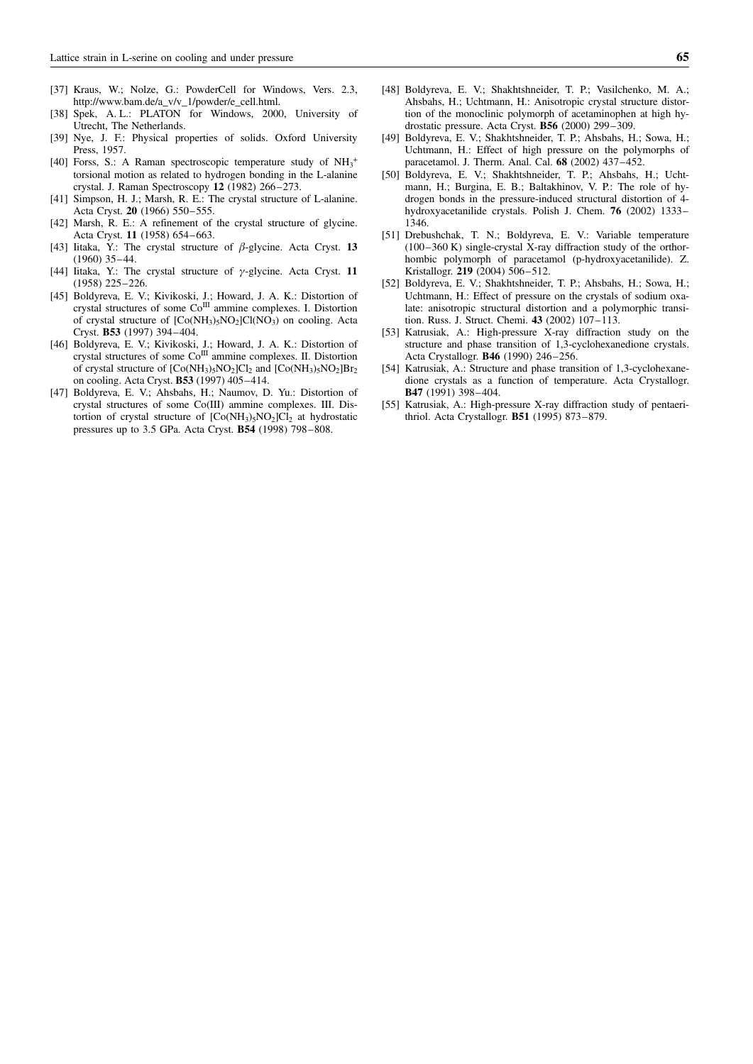[37] Kraus, W.; Nolze, G.: PowderCell for Windows, Vers. 2.3, http://www.bam.de/a_v/v_1/powder/e_cell.html.

[38] Spek, A. L.: PLATON for Windows, 2000, University of Utrecht, The Netherlands.

[39] Nye, J. F.: Physical properties of solids. Oxford University Press, 1957.

[40] Forss, S.: A Raman spectroscopic temperature study of $NH_3^+$ torsional motion as related to hydrogen bonding in the L-alanine crystal. J. Raman Spectroscopy **12** (1982) 266–273.

[41] Simpson, H. J.; Marsh, R. E.: The crystal structure of L-alanine. Acta Cryst. **20** (1966) 550–555.

[42] Marsh, R. E.: A refinement of the crystal structure of glycine. Acta Cryst. **11** (1958) 654–663.

[43] Iitaka, Y.: The crystal structure of $\beta$-glycine. Acta Cryst. **13** (1960) 35–44.

[44] Iitaka, Y.: The crystal structure of $\gamma$-glycine. Acta Cryst. **11** (1958) 225–226.

[45] Boldyreva, E. V.; Kivikoski, J.; Howard, J. A. K.: Distortion of crystal structures of some $Co^{III}$ ammine complexes. I. Distortion of crystal structure of $[Co(NH_3)_5NO_2]Cl(NO_3)$ on cooling. Acta Cryst. **B53** (1997) 394–404.

[46] Boldyreva, E. V.; Kivikoski, J.; Howard, J. A. K.: Distortion of crystal structures of some $Co^{III}$ ammine complexes. II. Distortion of crystal structure of $[Co(NH_3)_5NO_2]Cl_2$ and $[Co(NH_3)_5NO_2]Br_2$ on cooling. Acta Cryst. **B53** (1997) 405–414.

[47] Boldyreva, E. V.; Ahsbahs, H.; Naumov, D. Yu.: Distortion of crystal structures of some Co(III) ammine complexes. III. Distortion of crystal structure of $[Co(NH_3)_5NO_2]Cl_2$ at hydrostatic pressures up to 3.5 GPa. Acta Cryst. **B54** (1998) 798–808.

[48] Boldyreva, E. V.; Shakhtshneider, T. P.; Vasilchenko, M. A.; Ahsbahs, H.; Uchtmann, H.: Anisotropic crystal structure distortion of the monoclinic polymorph of acetaminophen at high hydrostatic pressure. Acta Cryst. **B56** (2000) 299–309.

[49] Boldyreva, E. V.; Shakhtshneider, T. P.; Ahsbahs, H.; Sowa, H.; Uchtmann, H.: Effect of high pressure on the polymorphs of paracetamol. J. Therm. Anal. Cal. **68** (2002) 437–452.

[50] Boldyreva, E. V.; Shakhtshneider, T. P.; Ahsbahs, H.; Uchtmann, H.; Burgina, E. B.; Baltakhinov, V. P.: The role of hydrogen bonds in the pressure-induced structural distortion of 4-hydroxyacetanilide crystals. Polish J. Chem. **76** (2002) 1333–1346.

[51] Drebushchak, T. N.; Boldyreva, E. V.: Variable temperature (100–360 K) single-crystal X-ray diffraction study of the orthorhombic polymorph of paracetamol (p-hydroxyacetanilide). Z. Kristallogr. **219** (2004) 506–512.

[52] Boldyreva, E. V.; Shakhtshneider, T. P.; Ahsbahs, H.; Sowa, H.; Uchtmann, H.: Effect of pressure on the crystals of sodium oxalate: anisotropic structural distortion and a polymorphic transition. Russ. J. Struct. Chemi. **43** (2002) 107–113.

[53] Katrusiak, A.: High-pressure X-ray diffraction study on the structure and phase transition of 1,3-cyclohexanedione crystals. Acta Crystallogr. **B46** (1990) 246–256.

[54] Katrusiak, A.: Structure and phase transition of 1,3-cyclohexanedione crystals as a function of temperature. Acta Crystallogr. **B47** (1991) 398–404.

[55] Katrusiak, A.: High-pressure X-ray diffraction study of pentaerithriol. Acta Crystallogr. **B51** (1995) 873–879.